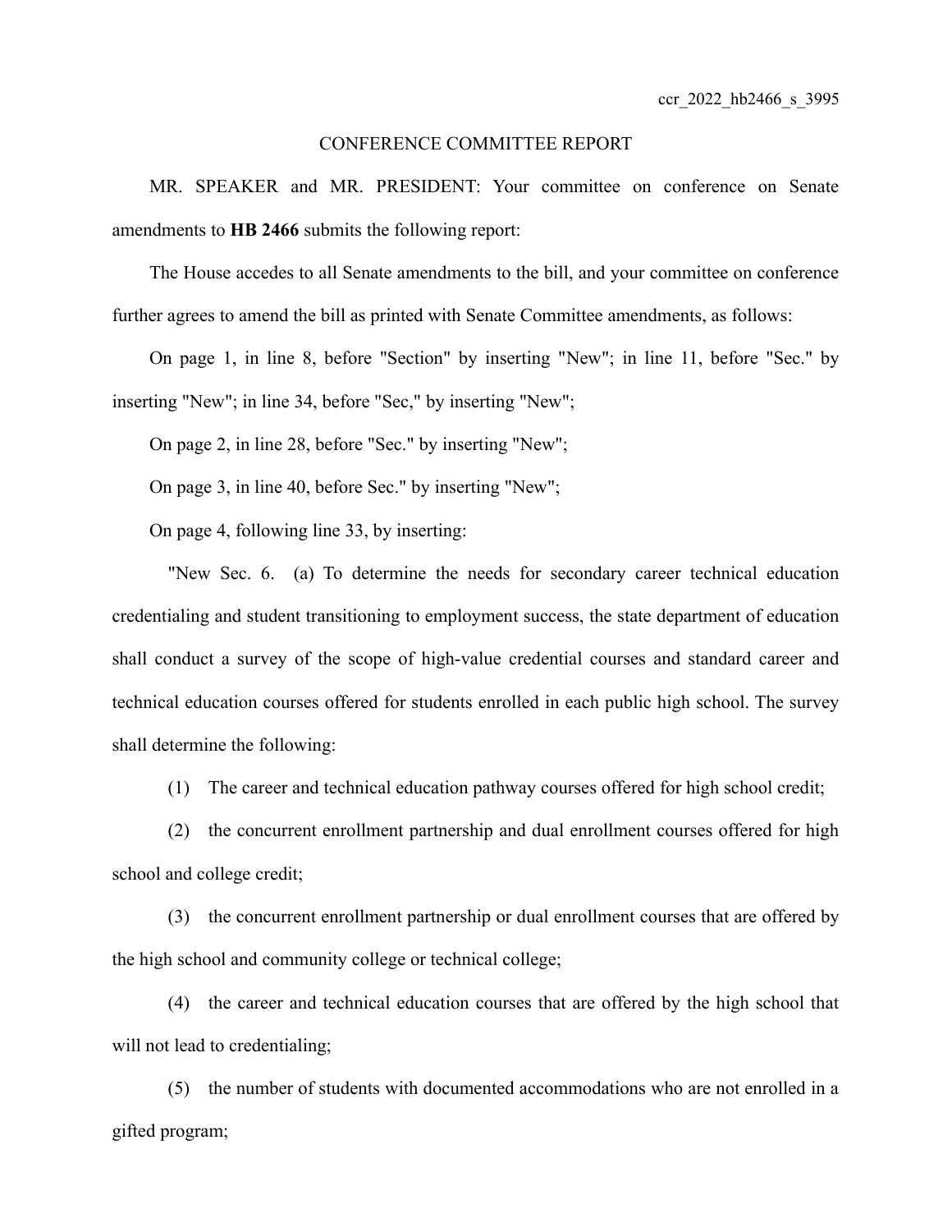ccr_2022_hb2466_s_3995

# CONFERENCE COMMITTEE REPORT

MR. SPEAKER and MR. PRESIDENT: Your committee on conference on Senate amendments to **HB 2466** submits the following report:

The House accedes to all Senate amendments to the bill, and your committee on conference further agrees to amend the bill as printed with Senate Committee amendments, as follows:

On page 1, in line 8, before "Section" by inserting "New"; in line 11, before "Sec." by inserting "New"; in line 34, before "Sec," by inserting "New";

On page 2, in line 28, before "Sec." by inserting "New";

On page 3, in line 40, before Sec." by inserting "New";

On page 4, following line 33, by inserting:

"New Sec. 6. (a) To determine the needs for secondary career technical education credentialing and student transitioning to employment success, the state department of education shall conduct a survey of the scope of high-value credential courses and standard career and technical education courses offered for students enrolled in each public high school. The survey shall determine the following:

(1) The career and technical education pathway courses offered for high school credit;

(2) the concurrent enrollment partnership and dual enrollment courses offered for high school and college credit;

(3) the concurrent enrollment partnership or dual enrollment courses that are offered by the high school and community college or technical college;

(4) the career and technical education courses that are offered by the high school that will not lead to credentialing;

(5) the number of students with documented accommodations who are not enrolled in a gifted program;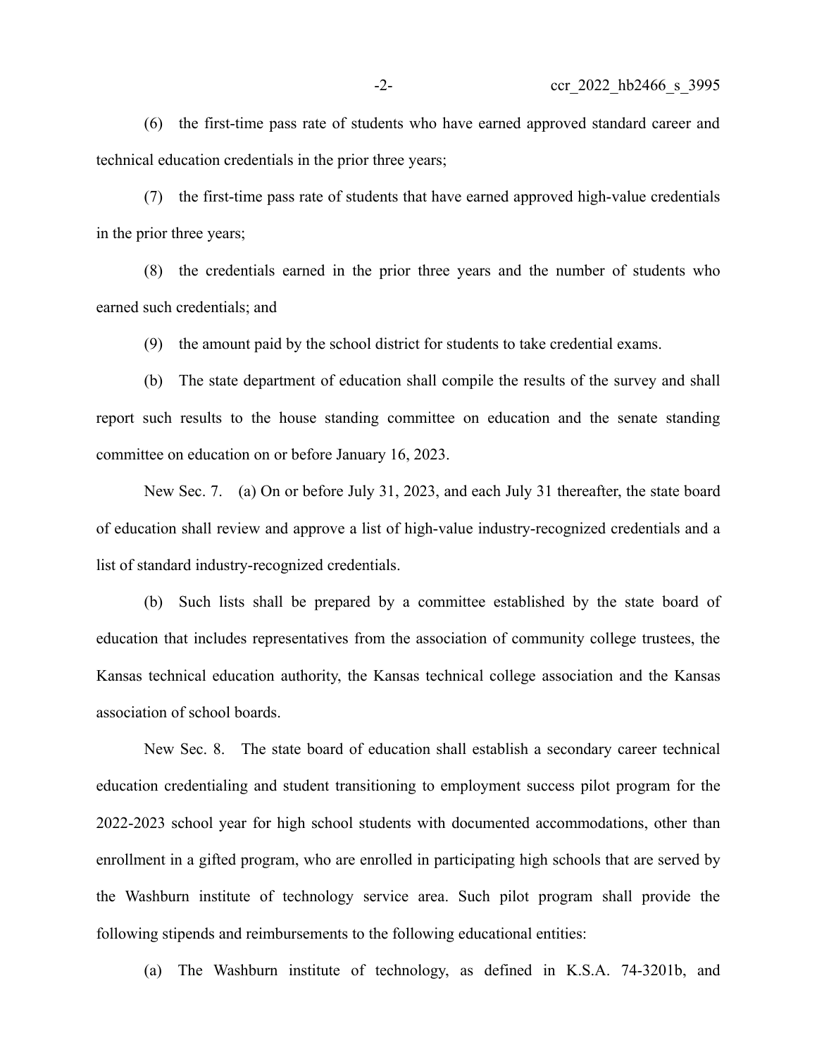(6) the first-time pass rate of students who have earned approved standard career and technical education credentials in the prior three years;

(7) the first-time pass rate of students that have earned approved high-value credentials in the prior three years;

(8) the credentials earned in the prior three years and the number of students who earned such credentials; and

(9) the amount paid by the school district for students to take credential exams.

(b) The state department of education shall compile the results of the survey and shall report such results to the house standing committee on education and the senate standing committee on education on or before January 16, 2023.

New Sec. 7. (a) On or before July 31, 2023, and each July 31 thereafter, the state board of education shall review and approve a list of high-value industry-recognized credentials and a list of standard industry-recognized credentials.

(b) Such lists shall be prepared by a committee established by the state board of education that includes representatives from the association of community college trustees, the Kansas technical education authority, the Kansas technical college association and the Kansas association of school boards.

New Sec. 8. The state board of education shall establish a secondary career technical education credentialing and student transitioning to employment success pilot program for the 2022-2023 school year for high school students with documented accommodations, other than enrollment in a gifted program, who are enrolled in participating high schools that are served by the Washburn institute of technology service area. Such pilot program shall provide the following stipends and reimbursements to the following educational entities:

(a) The Washburn institute of technology, as defined in K.S.A. 74-3201b, and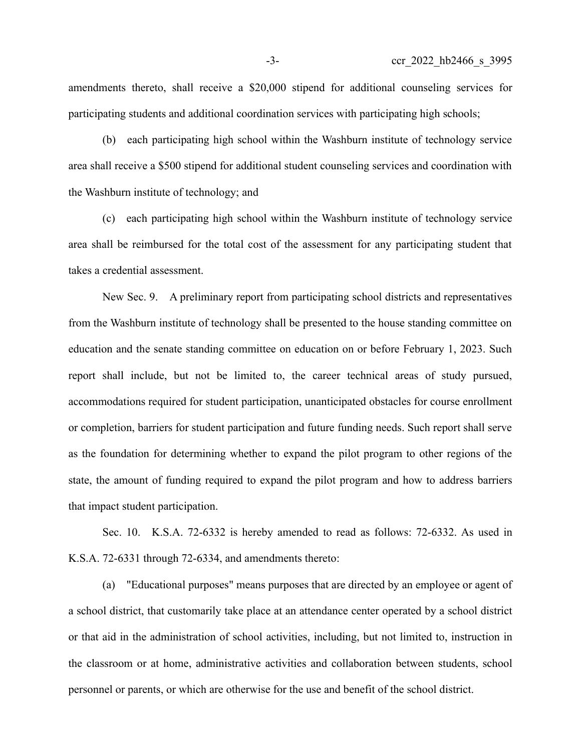amendments thereto, shall receive a $20,000 stipend for additional counseling services for participating students and additional coordination services with participating high schools;

(b) each participating high school within the Washburn institute of technology service area shall receive a $500 stipend for additional student counseling services and coordination with the Washburn institute of technology; and

(c) each participating high school within the Washburn institute of technology service area shall be reimbursed for the total cost of the assessment for any participating student that takes a credential assessment.

New Sec. 9. A preliminary report from participating school districts and representatives from the Washburn institute of technology shall be presented to the house standing committee on education and the senate standing committee on education on or before February 1, 2023. Such report shall include, but not be limited to, the career technical areas of study pursued, accommodations required for student participation, unanticipated obstacles for course enrollment or completion, barriers for student participation and future funding needs. Such report shall serve as the foundation for determining whether to expand the pilot program to other regions of the state, the amount of funding required to expand the pilot program and how to address barriers that impact student participation.

Sec. 10. K.S.A. 72-6332 is hereby amended to read as follows: 72-6332. As used in K.S.A. 72-6331 through 72-6334, and amendments thereto:

(a) "Educational purposes" means purposes that are directed by an employee or agent of a school district, that customarily take place at an attendance center operated by a school district or that aid in the administration of school activities, including, but not limited to, instruction in the classroom or at home, administrative activities and collaboration between students, school personnel or parents, or which are otherwise for the use and benefit of the school district.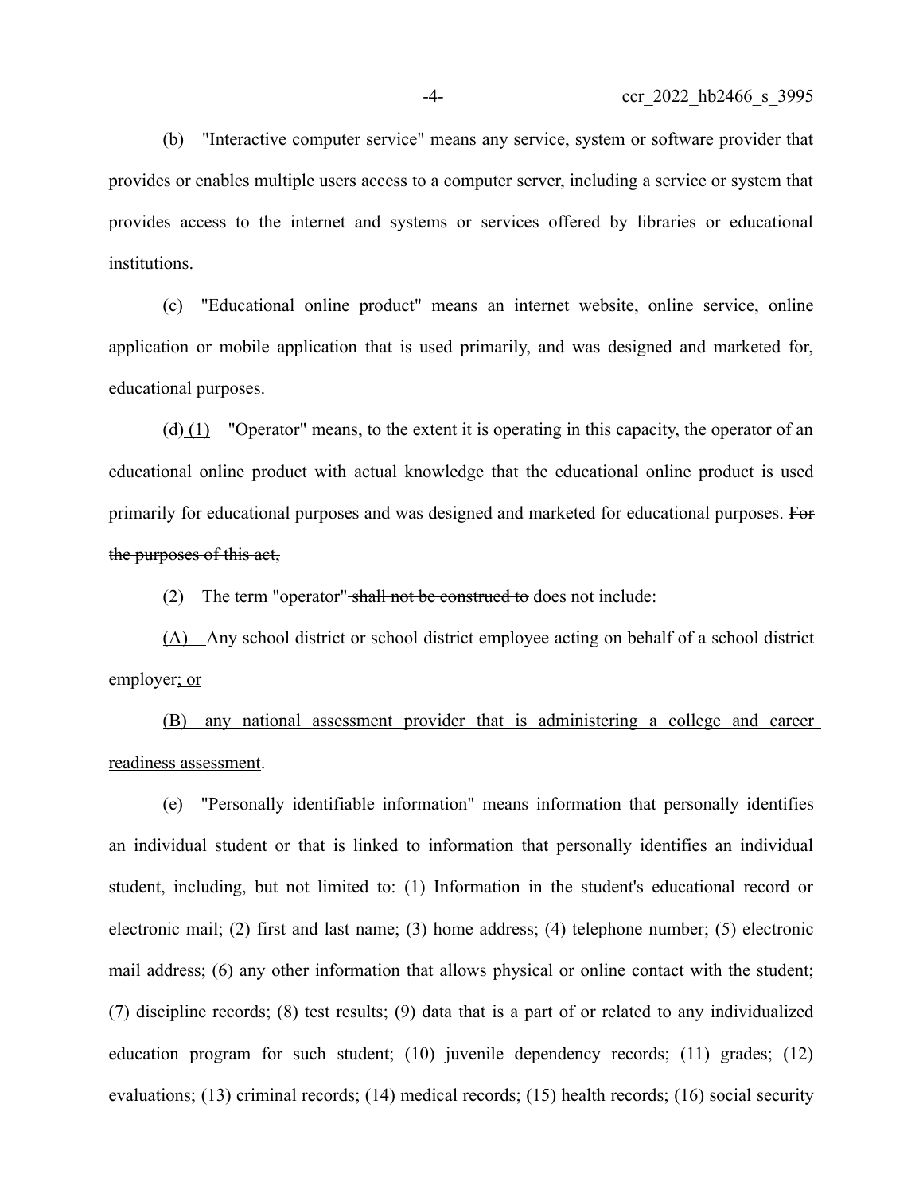(b) "Interactive computer service" means any service, system or software provider that provides or enables multiple users access to a computer server, including a service or system that provides access to the internet and systems or services offered by libraries or educational institutions.

(c) "Educational online product" means an internet website, online service, online application or mobile application that is used primarily, and was designed and marketed for, educational purposes.

(d) <u>(1)</u> "Operator" means, to the extent it is operating in this capacity, the operator of an educational online product with actual knowledge that the educational online product is used primarily for educational purposes and was designed and marketed for educational purposes. ~~For the purposes of this act,~~

<u>(2)</u> The term "operator" ~~shall not be construed to~~ <u>does not</u> include<u>:</u>

<u>(A)</u> Any school district or school district employee acting on behalf of a school district employer<u>; or</u>

<u>(B) any national assessment provider that is administering a college and career readiness assessment</u>.

(e) "Personally identifiable information" means information that personally identifies an individual student or that is linked to information that personally identifies an individual student, including, but not limited to: (1) Information in the student's educational record or electronic mail; (2) first and last name; (3) home address; (4) telephone number; (5) electronic mail address; (6) any other information that allows physical or online contact with the student; (7) discipline records; (8) test results; (9) data that is a part of or related to any individualized education program for such student; (10) juvenile dependency records; (11) grades; (12) evaluations; (13) criminal records; (14) medical records; (15) health records; (16) social security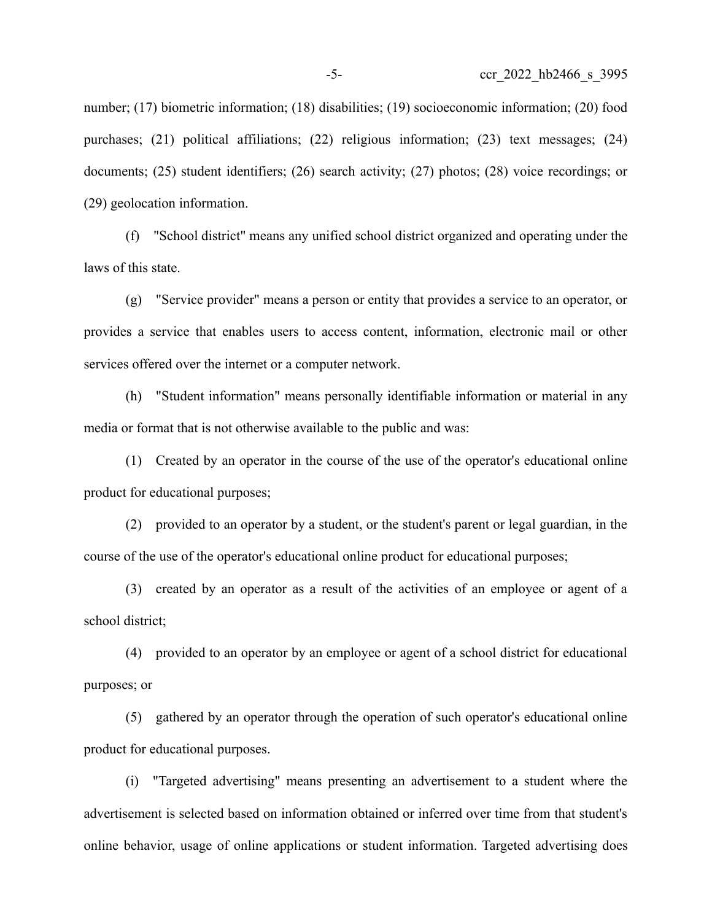number; (17) biometric information; (18) disabilities; (19) socioeconomic information; (20) food purchases; (21) political affiliations; (22) religious information; (23) text messages; (24) documents; (25) student identifiers; (26) search activity; (27) photos; (28) voice recordings; or (29) geolocation information.

(f) "School district" means any unified school district organized and operating under the laws of this state.

(g) "Service provider" means a person or entity that provides a service to an operator, or provides a service that enables users to access content, information, electronic mail or other services offered over the internet or a computer network.

(h) "Student information" means personally identifiable information or material in any media or format that is not otherwise available to the public and was:

(1) Created by an operator in the course of the use of the operator's educational online product for educational purposes;

(2) provided to an operator by a student, or the student's parent or legal guardian, in the course of the use of the operator's educational online product for educational purposes;

(3) created by an operator as a result of the activities of an employee or agent of a school district;

(4) provided to an operator by an employee or agent of a school district for educational purposes; or

(5) gathered by an operator through the operation of such operator's educational online product for educational purposes.

(i) "Targeted advertising" means presenting an advertisement to a student where the advertisement is selected based on information obtained or inferred over time from that student's online behavior, usage of online applications or student information. Targeted advertising does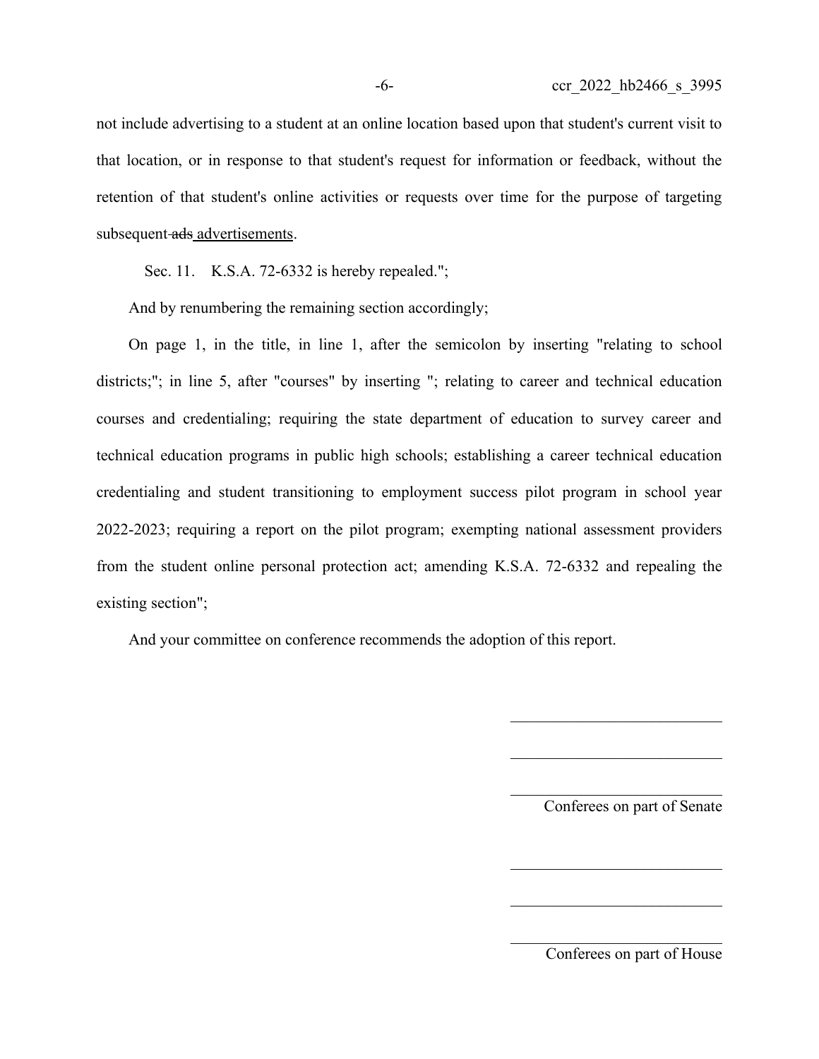not include advertising to a student at an online location based upon that student's current visit to that location, or in response to that student's request for information or feedback, without the retention of that student's online activities or requests over time for the purpose of targeting subsequent ~~ads~~ advertisements.

Sec. 11. K.S.A. 72-6332 is hereby repealed.";

And by renumbering the remaining section accordingly;

On page 1, in the title, in line 1, after the semicolon by inserting "relating to school districts;"; in line 5, after "courses" by inserting "; relating to career and technical education courses and credentialing; requiring the state department of education to survey career and technical education programs in public high schools; establishing a career technical education credentialing and student transitioning to employment success pilot program in school year 2022-2023; requiring a report on the pilot program; exempting national assessment providers from the student online personal protection act; amending K.S.A. 72-6332 and repealing the existing section";

And your committee on conference recommends the adoption of this report.

\_\_\_\_\_\_\_\_\_\_\_\_\_\_\_\_\_\_\_\_\_\_\_\_\_\_

\_\_\_\_\_\_\_\_\_\_\_\_\_\_\_\_\_\_\_\_\_\_\_\_\_\_

\_\_\_\_\_\_\_\_\_\_\_\_\_\_\_\_\_\_\_\_\_\_\_\_\_\_

Conferees on part of Senate

\_\_\_\_\_\_\_\_\_\_\_\_\_\_\_\_\_\_\_\_\_\_\_\_\_\_

\_\_\_\_\_\_\_\_\_\_\_\_\_\_\_\_\_\_\_\_\_\_\_\_\_\_

\_\_\_\_\_\_\_\_\_\_\_\_\_\_\_\_\_\_\_\_\_\_\_\_\_\_

Conferees on part of House